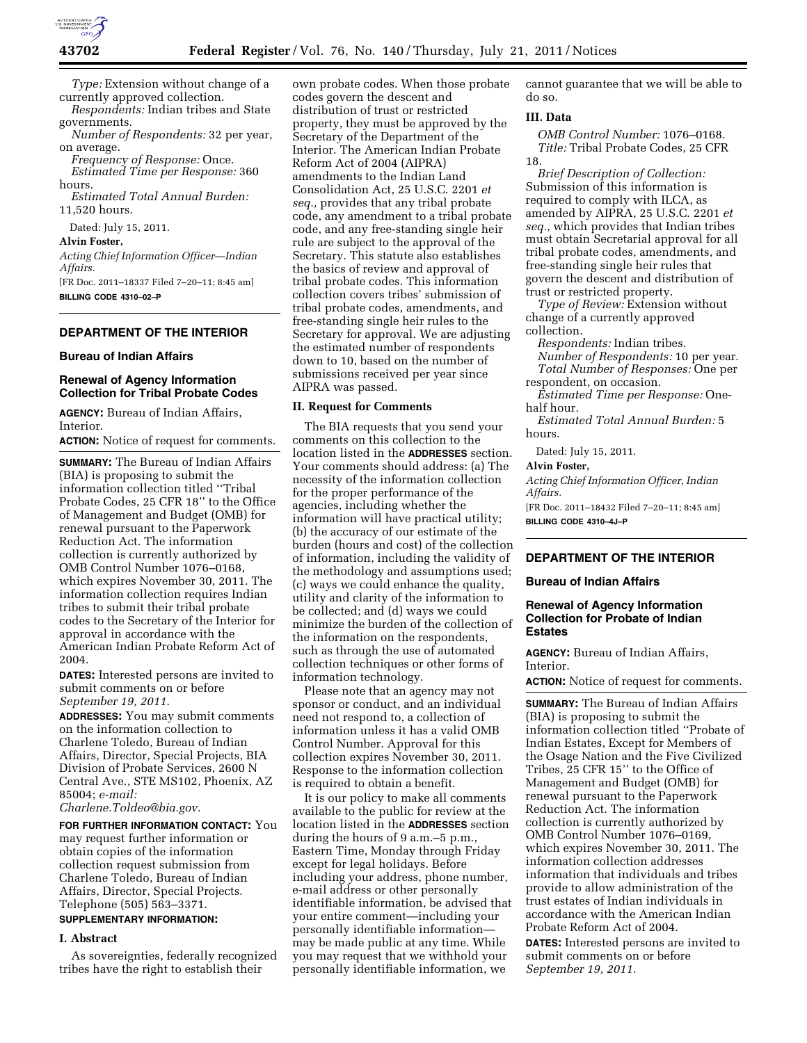*Type:* Extension without change of a currently approved collection.

*Respondents:* Indian tribes and State governments.

*Number of Respondents:* 32 per year, on average.

*Frequency of Response:* Once.

*Estimated Time per Response:* 360 hours.

*Estimated Total Annual Burden:* 11,520 hours.

Dated: July 15, 2011.

**Alvin Foster,**

*Acting Chief Information Officer—Indian Affairs.*

[FR Doc. 2011–18337 Filed 7–20–11; 8:45 am]

**BILLING CODE 4310–02–P**

## DEPARTMENT OF THE INTERIOR

### Bureau of Indian Affairs

### Renewal of Agency Information Collection for Tribal Probate Codes

**AGENCY:** Bureau of Indian Affairs, Interior.

**ACTION:** Notice of request for comments.

**SUMMARY:** The Bureau of Indian Affairs (BIA) is proposing to submit the information collection titled ''Tribal Probate Codes, 25 CFR 18'' to the Office of Management and Budget (OMB) for renewal pursuant to the Paperwork Reduction Act. The information collection is currently authorized by OMB Control Number 1076–0168, which expires November 30, 2011. The information collection requires Indian tribes to submit their tribal probate codes to the Secretary of the Interior for approval in accordance with the American Indian Probate Reform Act of 2004.

**DATES:** Interested persons are invited to submit comments on or before *September 19, 2011.*

**ADDRESSES:** You may submit comments on the information collection to Charlene Toledo, Bureau of Indian Affairs, Director, Special Projects, BIA Division of Probate Services, 2600 N Central Ave., STE MS102, Phoenix, AZ 85004; *e-mail: Charlene.Toldeo@bia.gov.*

**FOR FURTHER INFORMATION CONTACT:** You may request further information or obtain copies of the information collection request submission from Charlene Toledo, Bureau of Indian Affairs, Director, Special Projects. Telephone (505) 563–3371.

**SUPPLEMENTARY INFORMATION:**

#### I. Abstract

As sovereignties, federally recognized tribes have the right to establish their own probate codes. When those probate codes govern the descent and distribution of trust or restricted property, they must be approved by the Secretary of the Department of the Interior. The American Indian Probate Reform Act of 2004 (AIPRA) amendments to the Indian Land Consolidation Act, 25 U.S.C. 2201 *et seq.,* provides that any tribal probate code, any amendment to a tribal probate code, and any free-standing single heir rule are subject to the approval of the Secretary. This statute also establishes the basics of review and approval of tribal probate codes. This information collection covers tribes' submission of tribal probate codes, amendments, and free-standing single heir rules to the Secretary for approval. We are adjusting the estimated number of respondents down to 10, based on the number of submissions received per year since AIPRA was passed.

#### II. Request for Comments

The BIA requests that you send your comments on this collection to the location listed in the **ADDRESSES** section. Your comments should address: (a) The necessity of the information collection for the proper performance of the agencies, including whether the information will have practical utility; (b) the accuracy of our estimate of the burden (hours and cost) of the collection of information, including the validity of the methodology and assumptions used; (c) ways we could enhance the quality, utility and clarity of the information to be collected; and (d) ways we could minimize the burden of the collection of the information on the respondents, such as through the use of automated collection techniques or other forms of information technology.

Please note that an agency may not sponsor or conduct, and an individual need not respond to, a collection of information unless it has a valid OMB Control Number. Approval for this collection expires November 30, 2011. Response to the information collection is required to obtain a benefit.

It is our policy to make all comments available to the public for review at the location listed in the **ADDRESSES** section during the hours of 9 a.m.–5 p.m., Eastern Time, Monday through Friday except for legal holidays. Before including your address, phone number, e-mail address or other personally identifiable information, be advised that your entire comment—including your personally identifiable information—may be made public at any time. While you may request that we withhold your personally identifiable information, we cannot guarantee that we will be able to do so.

#### III. Data

*OMB Control Number:* 1076–0168.

*Title:* Tribal Probate Codes, 25 CFR 18.

*Brief Description of Collection:* Submission of this information is required to comply with ILCA, as amended by AIPRA, 25 U.S.C. 2201 *et seq.,* which provides that Indian tribes must obtain Secretarial approval for all tribal probate codes, amendments, and free-standing single heir rules that govern the descent and distribution of trust or restricted property.

*Type of Review:* Extension without change of a currently approved collection.

*Respondents:* Indian tribes.

*Number of Respondents:* 10 per year.

*Total Number of Responses:* One per respondent, on occasion.

*Estimated Time per Response:* One-half hour.

*Estimated Total Annual Burden:* 5 hours.

Dated: July 15, 2011.

**Alvin Foster,**

*Acting Chief Information Officer, Indian Affairs.*

[FR Doc. 2011–18432 Filed 7–20–11; 8:45 am]

**BILLING CODE 4310–4J–P**

## DEPARTMENT OF THE INTERIOR

### Bureau of Indian Affairs

### Renewal of Agency Information Collection for Probate of Indian Estates

**AGENCY:** Bureau of Indian Affairs, Interior.

**ACTION:** Notice of request for comments.

**SUMMARY:** The Bureau of Indian Affairs (BIA) is proposing to submit the information collection titled ''Probate of Indian Estates, Except for Members of the Osage Nation and the Five Civilized Tribes, 25 CFR 15'' to the Office of Management and Budget (OMB) for renewal pursuant to the Paperwork Reduction Act. The information collection is currently authorized by OMB Control Number 1076–0169, which expires November 30, 2011. The information collection addresses information that individuals and tribes provide to allow administration of the trust estates of Indian individuals in accordance with the American Indian Probate Reform Act of 2004.

**DATES:** Interested persons are invited to submit comments on or before *September 19, 2011.*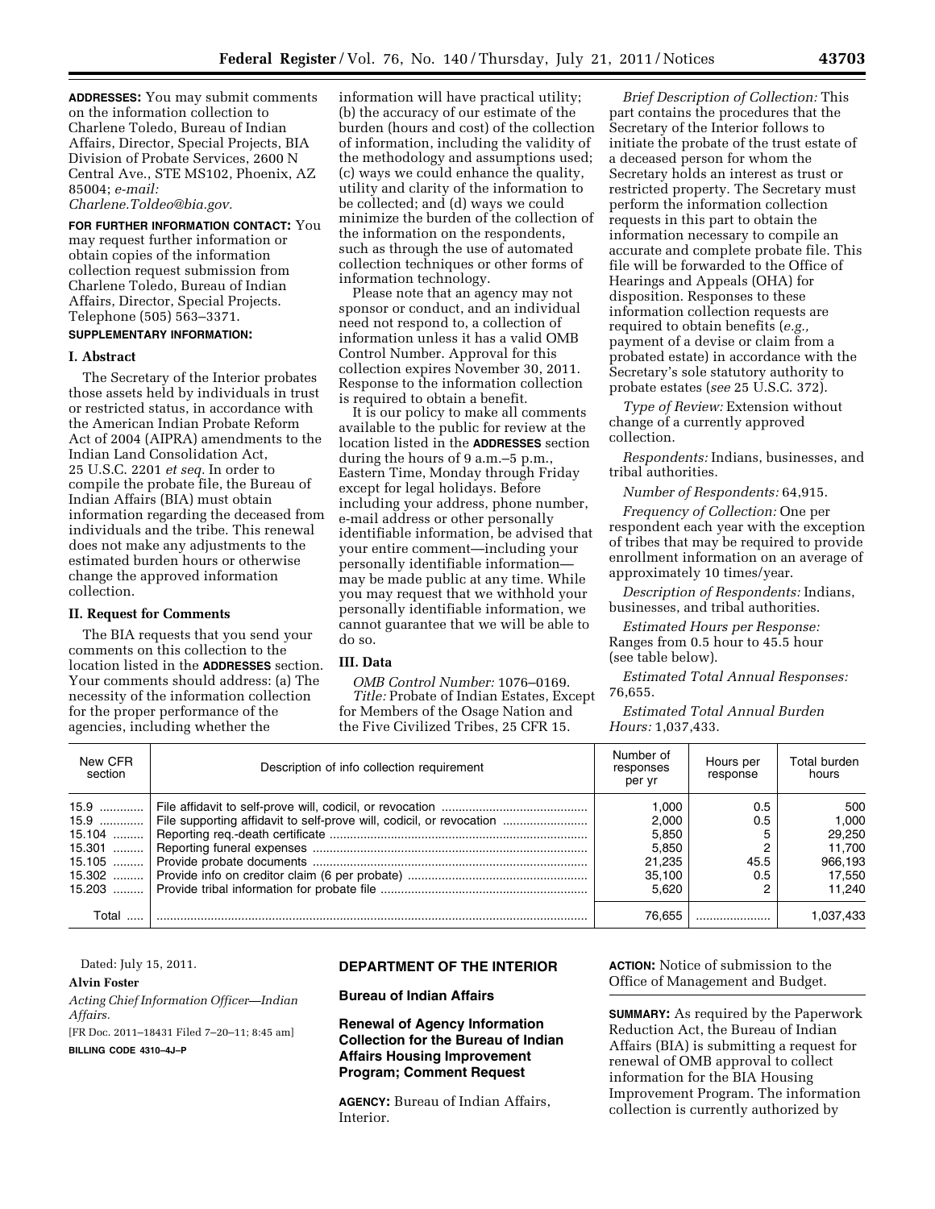**ADDRESSES:** You may submit comments on the information collection to Charlene Toledo, Bureau of Indian Affairs, Director, Special Projects, BIA Division of Probate Services, 2600 N Central Ave., STE MS102, Phoenix, AZ 85004; *e-mail: Charlene.Toldeo@bia.gov.*

**FOR FURTHER INFORMATION CONTACT:** You may request further information or obtain copies of the information collection request submission from Charlene Toledo, Bureau of Indian Affairs, Director, Special Projects. Telephone (505) 563–3371.

**SUPPLEMENTARY INFORMATION:**

**I. Abstract**

The Secretary of the Interior probates those assets held by individuals in trust or restricted status, in accordance with the American Indian Probate Reform Act of 2004 (AIPRA) amendments to the Indian Land Consolidation Act, 25 U.S.C. 2201 *et seq.* In order to compile the probate file, the Bureau of Indian Affairs (BIA) must obtain information regarding the deceased from individuals and the tribe. This renewal does not make any adjustments to the estimated burden hours or otherwise change the approved information collection.

**II. Request for Comments**

The BIA requests that you send your comments on this collection to the location listed in the **ADDRESSES** section. Your comments should address: (a) The necessity of the information collection for the proper performance of the agencies, including whether the information will have practical utility; (b) the accuracy of our estimate of the burden (hours and cost) of the collection of information, including the validity of the methodology and assumptions used; (c) ways we could enhance the quality, utility and clarity of the information to be collected; and (d) ways we could minimize the burden of the collection of the information on the respondents, such as through the use of automated collection techniques or other forms of information technology.

Please note that an agency may not sponsor or conduct, and an individual need not respond to, a collection of information unless it has a valid OMB Control Number. Approval for this collection expires November 30, 2011. Response to the information collection is required to obtain a benefit.

It is our policy to make all comments available to the public for review at the location listed in the **ADDRESSES** section during the hours of 9 a.m.–5 p.m., Eastern Time, Monday through Friday except for legal holidays. Before including your address, phone number, e-mail address or other personally identifiable information, be advised that your entire comment—including your personally identifiable information—may be made public at any time. While you may request that we withhold your personally identifiable information, we cannot guarantee that we will be able to do so.

**III. Data**

*OMB Control Number:* 1076–0169.

*Title:* Probate of Indian Estates, Except for Members of the Osage Nation and the Five Civilized Tribes, 25 CFR 15.

*Brief Description of Collection:* This part contains the procedures that the Secretary of the Interior follows to initiate the probate of the trust estate of a deceased person for whom the Secretary holds an interest as trust or restricted property. The Secretary must perform the information collection requests in this part to obtain the information necessary to compile an accurate and complete probate file. This file will be forwarded to the Office of Hearings and Appeals (OHA) for disposition. Responses to these information collection requests are required to obtain benefits (*e.g.,* payment of a devise or claim from a probated estate) in accordance with the Secretary's sole statutory authority to probate estates (*see* 25 U.S.C. 372).

*Type of Review:* Extension without change of a currently approved collection.

*Respondents:* Indians, businesses, and tribal authorities.

*Number of Respondents:* 64,915.

*Frequency of Collection:* One per respondent each year with the exception of tribes that may be required to provide enrollment information on an average of approximately 10 times/year.

*Description of Respondents:* Indians, businesses, and tribal authorities.

*Estimated Hours per Response:* Ranges from 0.5 hour to 45.5 hour (see table below).

*Estimated Total Annual Responses:* 76,655.

*Estimated Total Annual Burden Hours:* 1,037,433.

| New CFR section | Description of info collection requirement | Number of responses per yr | Hours per response | Total burden hours |
|---|---|---|---|---|
| 15.9 | File affidavit to self-prove will, codicil, or revocation | 1,000 | 0.5 | 500 |
| 15.9 | File supporting affidavit to self-prove will, codicil, or revocation | 2,000 | 0.5 | 1,000 |
| 15.104 | Reporting req.-death certificate | 5,850 | 5 | 29,250 |
| 15.301 | Reporting funeral expenses | 5,850 | 2 | 11,700 |
| 15.105 | Provide probate documents | 21,235 | 45.5 | 966,193 |
| 15.302 | Provide info on creditor claim (6 per probate) | 35,100 | 0.5 | 17,550 |
| 15.203 | Provide tribal information for probate file | 5,620 | 2 | 11,240 |
| Total | | 76,655 | | 1,037,433 |

Dated: July 15, 2011.

**Alvin Foster**

*Acting Chief Information Officer—Indian Affairs.*

[FR Doc. 2011–18431 Filed 7–20–11; 8:45 am]

**BILLING CODE 4310–4J–P**

## DEPARTMENT OF THE INTERIOR

### Bureau of Indian Affairs

### Renewal of Agency Information Collection for the Bureau of Indian Affairs Housing Improvement Program; Comment Request

**AGENCY:** Bureau of Indian Affairs, Interior.

**ACTION:** Notice of submission to the Office of Management and Budget.

**SUMMARY:** As required by the Paperwork Reduction Act, the Bureau of Indian Affairs (BIA) is submitting a request for renewal of OMB approval to collect information for the BIA Housing Improvement Program. The information collection is currently authorized by